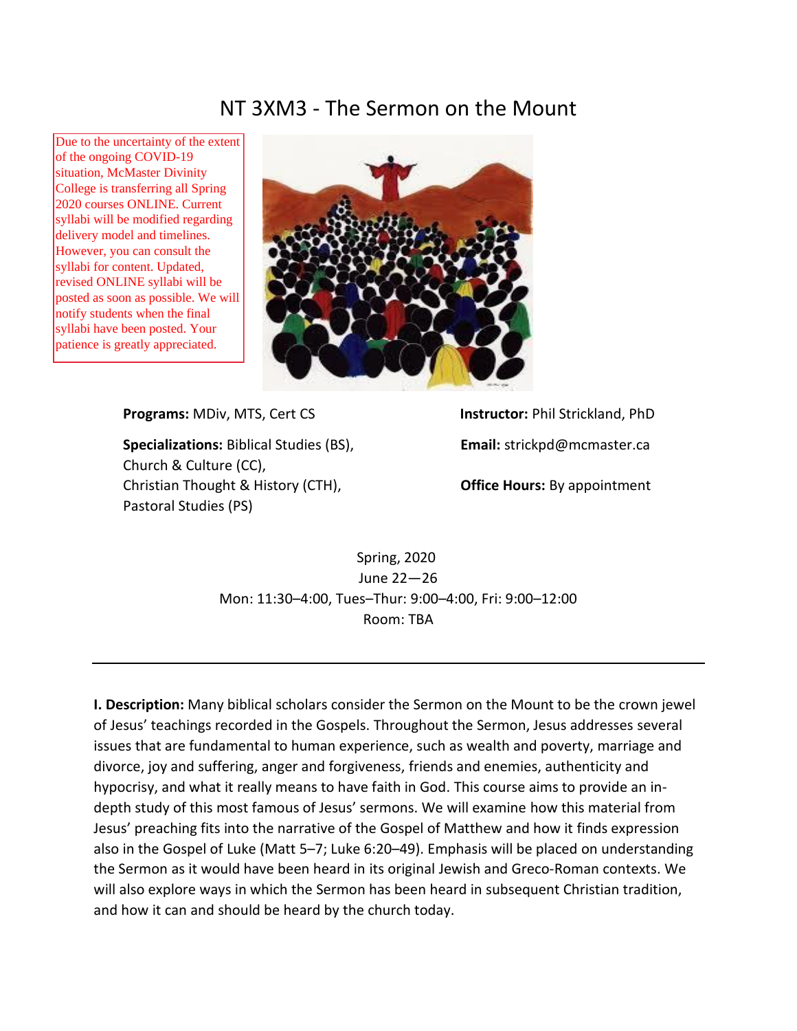# NT 3XM3 - The Sermon on the Mount

Due to the uncertainty of the extent of the ongoing COVID-19 situation, McMaster Divinity College is transferring all Spring 2020 courses ONLINE. Current syllabi will be modified regarding delivery model and timelines. However, you can consult the syllabi for content. Updated, revised ONLINE syllabi will be posted as soon as possible. We will notify students when the final syllabi have been posted. Your patience is greatly appreciated.

**Programs:** MDiv, MTS, Cert CS

**Specializations:** Biblical Studies (BS), Church & Culture (CC), Christian Thought & History (CTH), Pastoral Studies (PS)

**Instructor:** Phil Strickland, PhD

**Email:** strickpd@mcmaster.ca

**Office Hours:** By appointment

Spring, 2020
June 22—26
Mon: 11:30–4:00, Tues–Thur: 9:00–4:00, Fri: 9:00–12:00
Room: TBA

---

**I. Description:** Many biblical scholars consider the Sermon on the Mount to be the crown jewel of Jesus' teachings recorded in the Gospels. Throughout the Sermon, Jesus addresses several issues that are fundamental to human experience, such as wealth and poverty, marriage and divorce, joy and suffering, anger and forgiveness, friends and enemies, authenticity and hypocrisy, and what it really means to have faith in God. This course aims to provide an in-depth study of this most famous of Jesus' sermons. We will examine how this material from Jesus' preaching fits into the narrative of the Gospel of Matthew and how it finds expression also in the Gospel of Luke (Matt 5–7; Luke 6:20–49). Emphasis will be placed on understanding the Sermon as it would have been heard in its original Jewish and Greco-Roman contexts. We will also explore ways in which the Sermon has been heard in subsequent Christian tradition, and how it can and should be heard by the church today.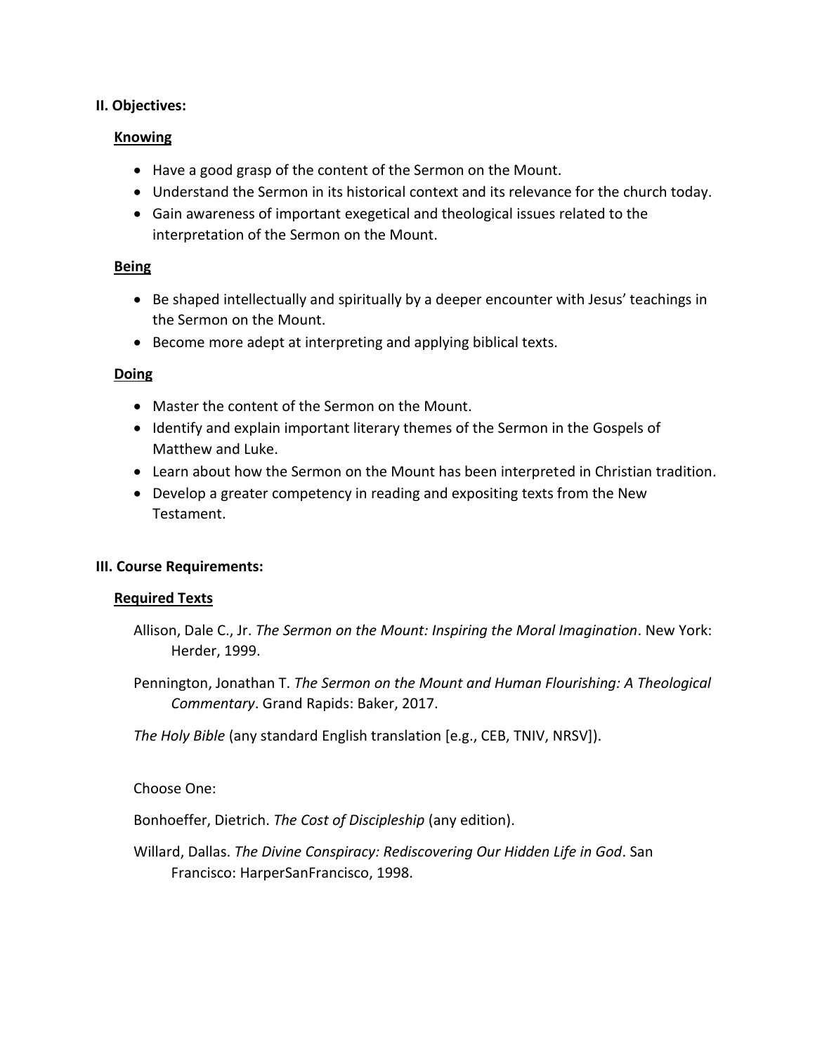## II. Objectives:

### Knowing

- Have a good grasp of the content of the Sermon on the Mount.
- Understand the Sermon in its historical context and its relevance for the church today.
- Gain awareness of important exegetical and theological issues related to the interpretation of the Sermon on the Mount.

### Being

- Be shaped intellectually and spiritually by a deeper encounter with Jesus' teachings in the Sermon on the Mount.
- Become more adept at interpreting and applying biblical texts.

### Doing

- Master the content of the Sermon on the Mount.
- Identify and explain important literary themes of the Sermon in the Gospels of Matthew and Luke.
- Learn about how the Sermon on the Mount has been interpreted in Christian tradition.
- Develop a greater competency in reading and expositing texts from the New Testament.

## III. Course Requirements:

### Required Texts

Allison, Dale C., Jr. *The Sermon on the Mount: Inspiring the Moral Imagination*. New York: Herder, 1999.

Pennington, Jonathan T. *The Sermon on the Mount and Human Flourishing: A Theological Commentary*. Grand Rapids: Baker, 2017.

*The Holy Bible* (any standard English translation [e.g., CEB, TNIV, NRSV]).

Choose One:

Bonhoeffer, Dietrich. *The Cost of Discipleship* (any edition).

Willard, Dallas. *The Divine Conspiracy: Rediscovering Our Hidden Life in God*. San Francisco: HarperSanFrancisco, 1998.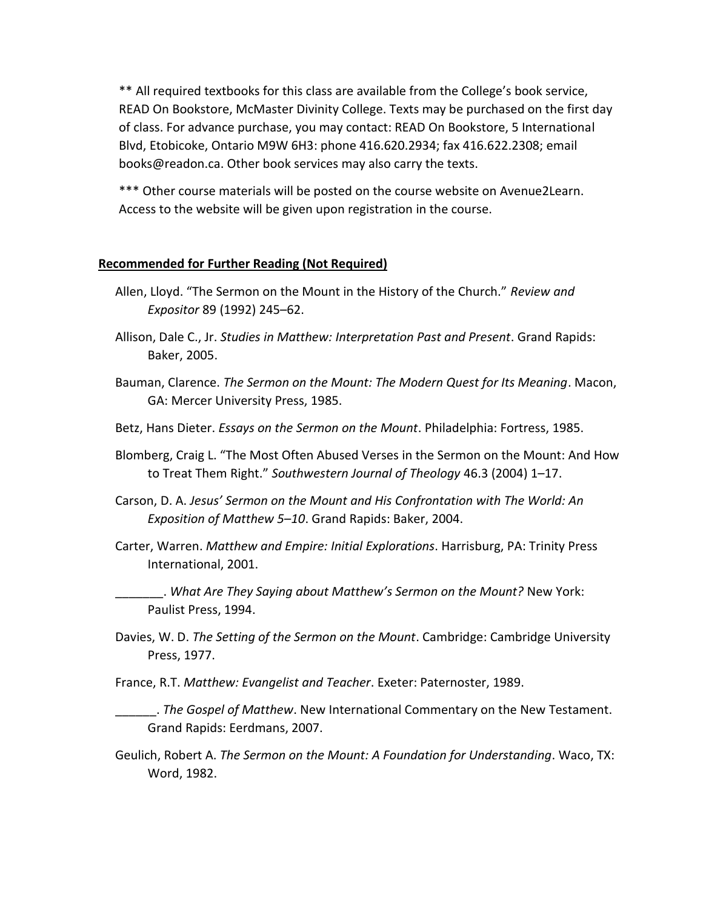** All required textbooks for this class are available from the College's book service, READ On Bookstore, McMaster Divinity College. Texts may be purchased on the first day of class. For advance purchase, you may contact: READ On Bookstore, 5 International Blvd, Etobicoke, Ontario M9W 6H3: phone 416.620.2934; fax 416.622.2308; email books@readon.ca. Other book services may also carry the texts.

*** Other course materials will be posted on the course website on Avenue2Learn. Access to the website will be given upon registration in the course.

## Recommended for Further Reading (Not Required)

Allen, Lloyd. "The Sermon on the Mount in the History of the Church." *Review and Expositor* 89 (1992) 245–62.

Allison, Dale C., Jr. *Studies in Matthew: Interpretation Past and Present*. Grand Rapids: Baker, 2005.

Bauman, Clarence. *The Sermon on the Mount: The Modern Quest for Its Meaning*. Macon, GA: Mercer University Press, 1985.

Betz, Hans Dieter. *Essays on the Sermon on the Mount*. Philadelphia: Fortress, 1985.

Blomberg, Craig L. "The Most Often Abused Verses in the Sermon on the Mount: And How to Treat Them Right." *Southwestern Journal of Theology* 46.3 (2004) 1–17.

Carson, D. A. *Jesus' Sermon on the Mount and His Confrontation with The World: An Exposition of Matthew 5–10*. Grand Rapids: Baker, 2004.

Carter, Warren. *Matthew and Empire: Initial Explorations*. Harrisburg, PA: Trinity Press International, 2001.

_______. *What Are They Saying about Matthew's Sermon on the Mount?* New York: Paulist Press, 1994.

Davies, W. D. *The Setting of the Sermon on the Mount*. Cambridge: Cambridge University Press, 1977.

France, R.T. *Matthew: Evangelist and Teacher*. Exeter: Paternoster, 1989.

______. *The Gospel of Matthew*. New International Commentary on the New Testament. Grand Rapids: Eerdmans, 2007.

Geulich, Robert A. *The Sermon on the Mount: A Foundation for Understanding*. Waco, TX: Word, 1982.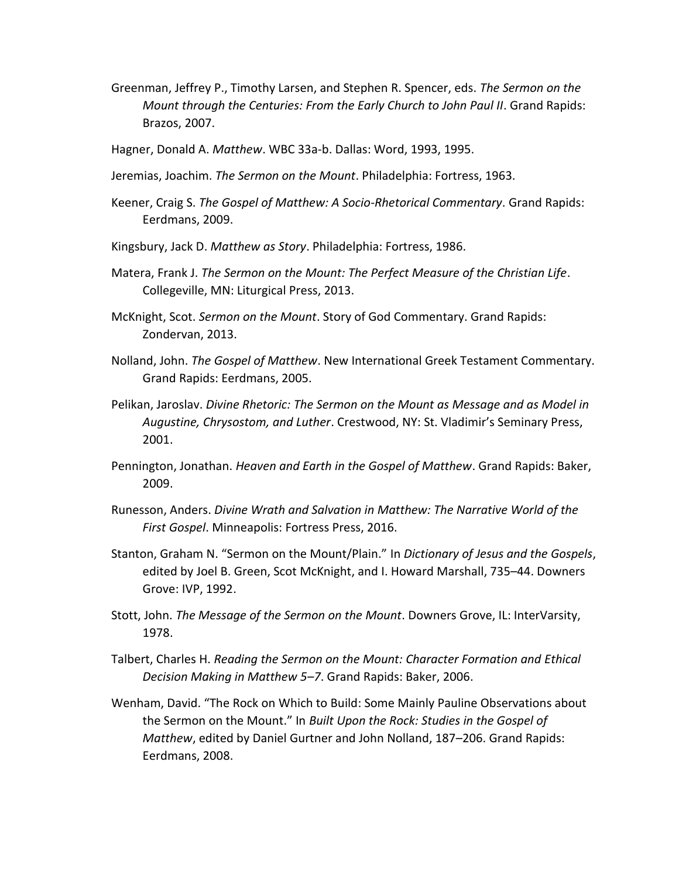Greenman, Jeffrey P., Timothy Larsen, and Stephen R. Spencer, eds. *The Sermon on the Mount through the Centuries: From the Early Church to John Paul II*. Grand Rapids: Brazos, 2007.

Hagner, Donald A. *Matthew*. WBC 33a-b. Dallas: Word, 1993, 1995.

Jeremias, Joachim. *The Sermon on the Mount*. Philadelphia: Fortress, 1963.

Keener, Craig S. *The Gospel of Matthew: A Socio-Rhetorical Commentary*. Grand Rapids: Eerdmans, 2009.

Kingsbury, Jack D. *Matthew as Story*. Philadelphia: Fortress, 1986.

Matera, Frank J. *The Sermon on the Mount: The Perfect Measure of the Christian Life*. Collegeville, MN: Liturgical Press, 2013.

McKnight, Scot. *Sermon on the Mount*. Story of God Commentary. Grand Rapids: Zondervan, 2013.

Nolland, John. *The Gospel of Matthew*. New International Greek Testament Commentary. Grand Rapids: Eerdmans, 2005.

Pelikan, Jaroslav. *Divine Rhetoric: The Sermon on the Mount as Message and as Model in Augustine, Chrysostom, and Luther*. Crestwood, NY: St. Vladimir's Seminary Press, 2001.

Pennington, Jonathan. *Heaven and Earth in the Gospel of Matthew*. Grand Rapids: Baker, 2009.

Runesson, Anders. *Divine Wrath and Salvation in Matthew: The Narrative World of the First Gospel*. Minneapolis: Fortress Press, 2016.

Stanton, Graham N. "Sermon on the Mount/Plain." In *Dictionary of Jesus and the Gospels*, edited by Joel B. Green, Scot McKnight, and I. Howard Marshall, 735–44. Downers Grove: IVP, 1992.

Stott, John. *The Message of the Sermon on the Mount*. Downers Grove, IL: InterVarsity, 1978.

Talbert, Charles H. *Reading the Sermon on the Mount: Character Formation and Ethical Decision Making in Matthew 5–7*. Grand Rapids: Baker, 2006.

Wenham, David. "The Rock on Which to Build: Some Mainly Pauline Observations about the Sermon on the Mount." In *Built Upon the Rock: Studies in the Gospel of Matthew*, edited by Daniel Gurtner and John Nolland, 187–206. Grand Rapids: Eerdmans, 2008.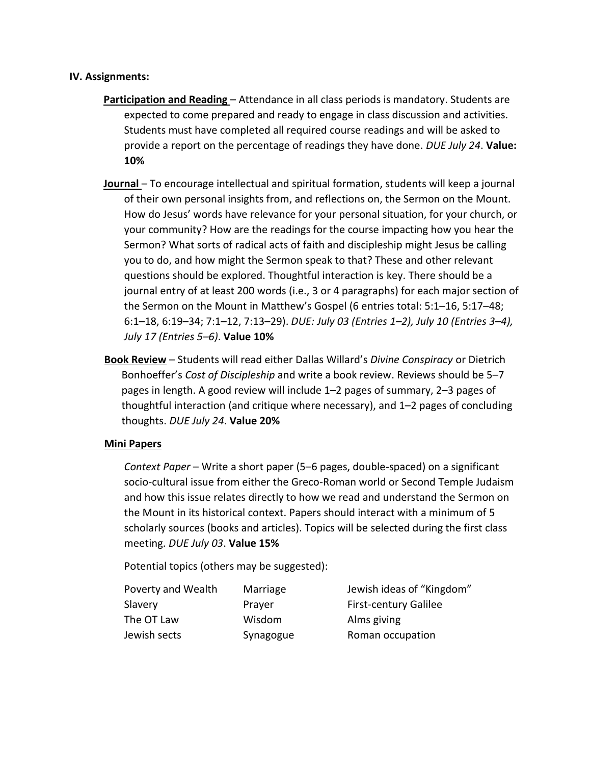### IV. Assignments:

**Participation and Reading** – Attendance in all class periods is mandatory. Students are expected to come prepared and ready to engage in class discussion and activities. Students must have completed all required course readings and will be asked to provide a report on the percentage of readings they have done. *DUE July 24*. **Value: 10%**

**Journal** – To encourage intellectual and spiritual formation, students will keep a journal of their own personal insights from, and reflections on, the Sermon on the Mount. How do Jesus' words have relevance for your personal situation, for your church, or your community? How are the readings for the course impacting how you hear the Sermon? What sorts of radical acts of faith and discipleship might Jesus be calling you to do, and how might the Sermon speak to that? These and other relevant questions should be explored. Thoughtful interaction is key. There should be a journal entry of at least 200 words (i.e., 3 or 4 paragraphs) for each major section of the Sermon on the Mount in Matthew's Gospel (6 entries total: 5:1–16, 5:17–48; 6:1–18, 6:19–34; 7:1–12, 7:13–29). *DUE: July 03 (Entries 1–2), July 10 (Entries 3–4), July 17 (Entries 5–6)*. **Value 10%**

**Book Review** – Students will read either Dallas Willard's *Divine Conspiracy* or Dietrich Bonhoeffer's *Cost of Discipleship* and write a book review. Reviews should be 5–7 pages in length. A good review will include 1–2 pages of summary, 2–3 pages of thoughtful interaction (and critique where necessary), and 1–2 pages of concluding thoughts. *DUE July 24*. **Value 20%**

**Mini Papers**

*Context Paper* – Write a short paper (5–6 pages, double-spaced) on a significant socio-cultural issue from either the Greco-Roman world or Second Temple Judaism and how this issue relates directly to how we read and understand the Sermon on the Mount in its historical context. Papers should interact with a minimum of 5 scholarly sources (books and articles). Topics will be selected during the first class meeting. *DUE July 03*. **Value 15%**

Potential topics (others may be suggested):

| | | |
|---|---|---|
| Poverty and Wealth | Marriage | Jewish ideas of "Kingdom" |
| Slavery | Prayer | First-century Galilee |
| The OT Law | Wisdom | Alms giving |
| Jewish sects | Synagogue | Roman occupation |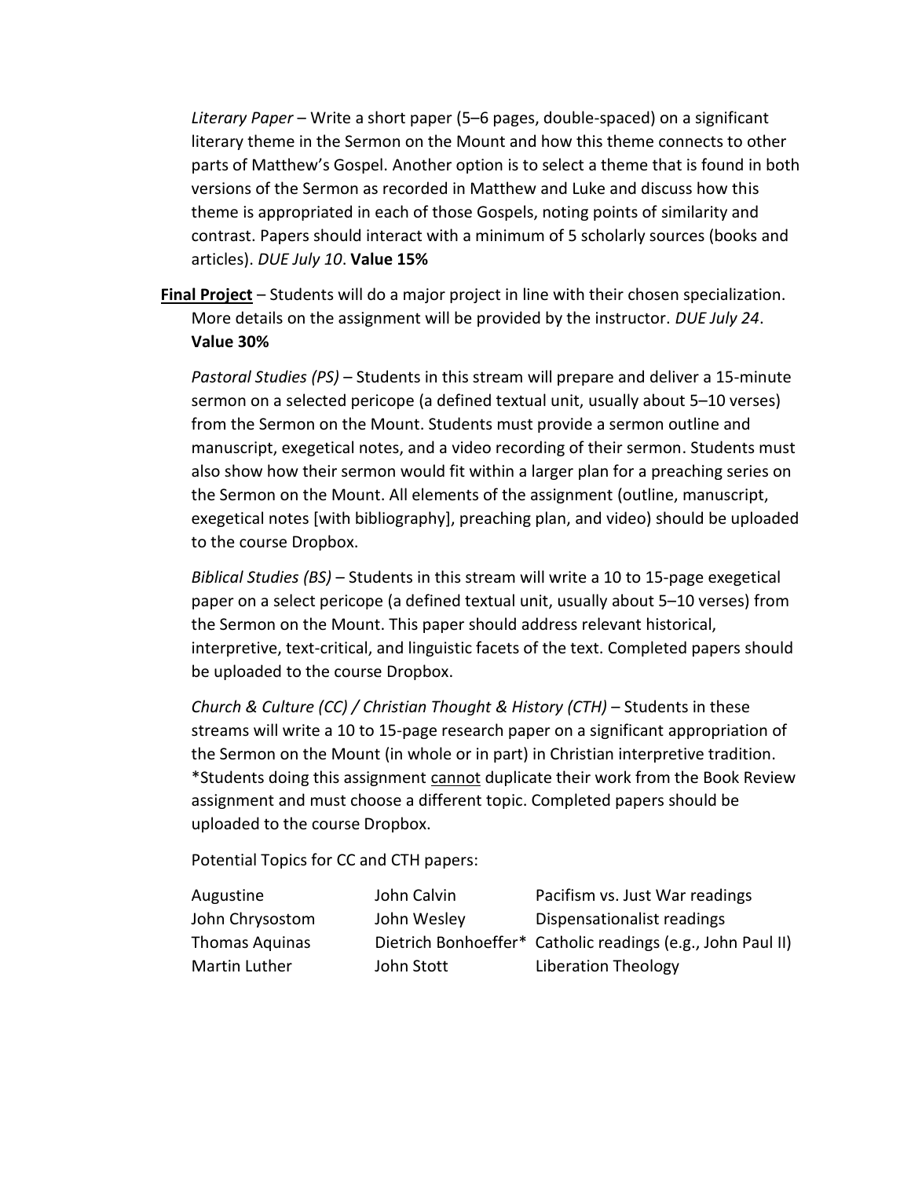*Literary Paper* – Write a short paper (5–6 pages, double-spaced) on a significant literary theme in the Sermon on the Mount and how this theme connects to other parts of Matthew's Gospel. Another option is to select a theme that is found in both versions of the Sermon as recorded in Matthew and Luke and discuss how this theme is appropriated in each of those Gospels, noting points of similarity and contrast. Papers should interact with a minimum of 5 scholarly sources (books and articles). *DUE July 10*. **Value 15%**

**<u>Final Project</u>** – Students will do a major project in line with their chosen specialization. More details on the assignment will be provided by the instructor. *DUE July 24*. **Value 30%**

*Pastoral Studies (PS)* – Students in this stream will prepare and deliver a 15-minute sermon on a selected pericope (a defined textual unit, usually about 5–10 verses) from the Sermon on the Mount. Students must provide a sermon outline and manuscript, exegetical notes, and a video recording of their sermon. Students must also show how their sermon would fit within a larger plan for a preaching series on the Sermon on the Mount. All elements of the assignment (outline, manuscript, exegetical notes [with bibliography], preaching plan, and video) should be uploaded to the course Dropbox.

*Biblical Studies (BS)* – Students in this stream will write a 10 to 15-page exegetical paper on a select pericope (a defined textual unit, usually about 5–10 verses) from the Sermon on the Mount. This paper should address relevant historical, interpretive, text-critical, and linguistic facets of the text. Completed papers should be uploaded to the course Dropbox.

*Church & Culture (CC) / Christian Thought & History (CTH)* – Students in these streams will write a 10 to 15-page research paper on a significant appropriation of the Sermon on the Mount (in whole or in part) in Christian interpretive tradition. *Students doing this assignment <u>cannot</u> duplicate their work from the Book Review assignment and must choose a different topic. Completed papers should be uploaded to the course Dropbox.

Potential Topics for CC and CTH papers:

| | | |
|---|---|---|
| Augustine | John Calvin | Pacifism vs. Just War readings |
| John Chrysostom | John Wesley | Dispensationalist readings |
| Thomas Aquinas | Dietrich Bonhoeffer* | Catholic readings (e.g., John Paul II) |
| Martin Luther | John Stott | Liberation Theology |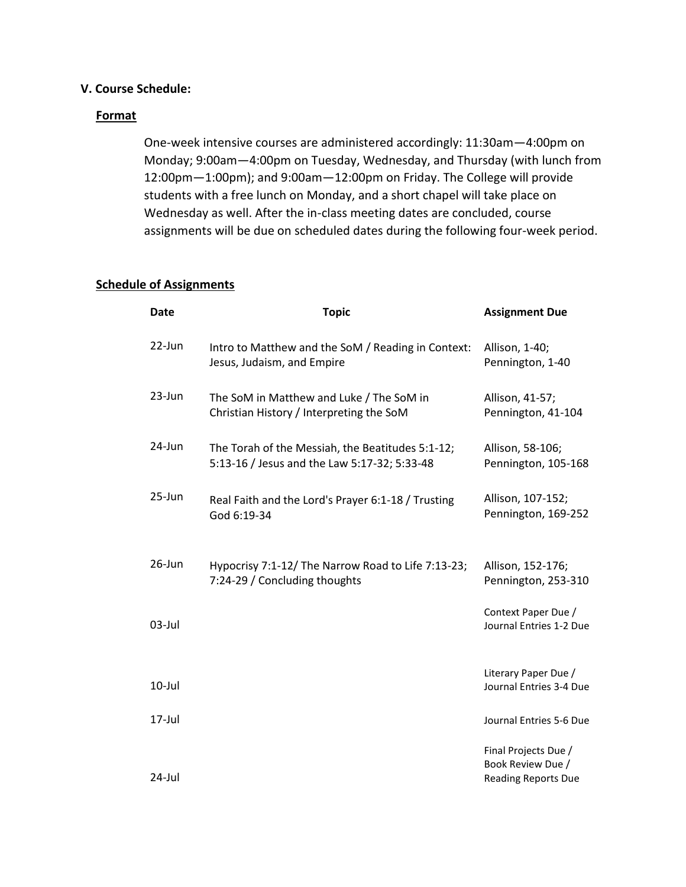### V. Course Schedule:

#### Format

One-week intensive courses are administered accordingly: 11:30am—4:00pm on Monday; 9:00am—4:00pm on Tuesday, Wednesday, and Thursday (with lunch from 12:00pm—1:00pm); and 9:00am—12:00pm on Friday. The College will provide students with a free lunch on Monday, and a short chapel will take place on Wednesday as well. After the in-class meeting dates are concluded, course assignments will be due on scheduled dates during the following four-week period.

#### Schedule of Assignments

| Date | Topic | Assignment Due |
|---|---|---|
| 22-Jun | Intro to Matthew and the SoM / Reading in Context: Jesus, Judaism, and Empire | Allison, 1-40; Pennington, 1-40 |
| 23-Jun | The SoM in Matthew and Luke / The SoM in Christian History / Interpreting the SoM | Allison, 41-57; Pennington, 41-104 |
| 24-Jun | The Torah of the Messiah, the Beatitudes 5:1-12; 5:13-16 / Jesus and the Law 5:17-32; 5:33-48 | Allison, 58-106; Pennington, 105-168 |
| 25-Jun | Real Faith and the Lord's Prayer 6:1-18 / Trusting God 6:19-34 | Allison, 107-152; Pennington, 169-252 |
| 26-Jun | Hypocrisy 7:1-12/ The Narrow Road to Life 7:13-23; 7:24-29 / Concluding thoughts | Allison, 152-176; Pennington, 253-310 |
| 03-Jul | | Context Paper Due / Journal Entries 1-2 Due |
| 10-Jul | | Literary Paper Due / Journal Entries 3-4 Due |
| 17-Jul | | Journal Entries 5-6 Due |
| 24-Jul | | Final Projects Due / Book Review Due / Reading Reports Due |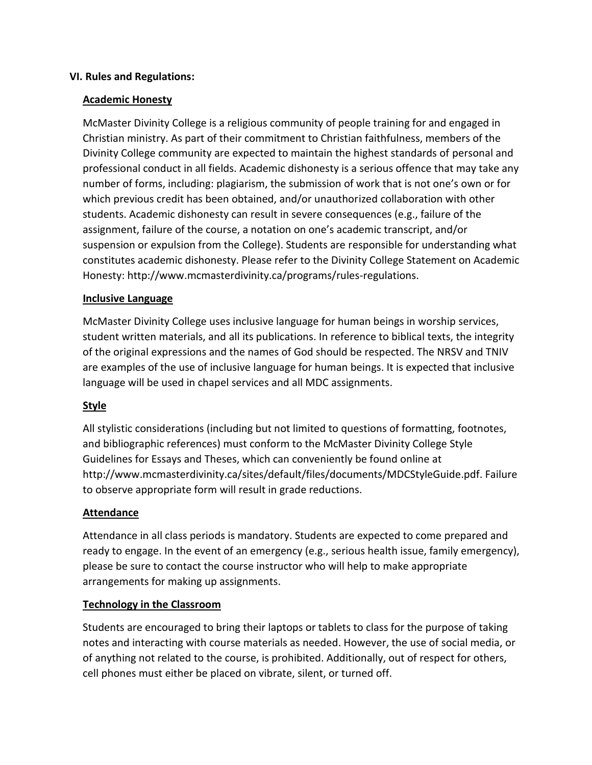## VI. Rules and Regulations:

### Academic Honesty

McMaster Divinity College is a religious community of people training for and engaged in Christian ministry. As part of their commitment to Christian faithfulness, members of the Divinity College community are expected to maintain the highest standards of personal and professional conduct in all fields. Academic dishonesty is a serious offence that may take any number of forms, including: plagiarism, the submission of work that is not one's own or for which previous credit has been obtained, and/or unauthorized collaboration with other students. Academic dishonesty can result in severe consequences (e.g., failure of the assignment, failure of the course, a notation on one's academic transcript, and/or suspension or expulsion from the College). Students are responsible for understanding what constitutes academic dishonesty. Please refer to the Divinity College Statement on Academic Honesty: http://www.mcmasterdivinity.ca/programs/rules-regulations.

### Inclusive Language

McMaster Divinity College uses inclusive language for human beings in worship services, student written materials, and all its publications. In reference to biblical texts, the integrity of the original expressions and the names of God should be respected. The NRSV and TNIV are examples of the use of inclusive language for human beings. It is expected that inclusive language will be used in chapel services and all MDC assignments.

### Style

All stylistic considerations (including but not limited to questions of formatting, footnotes, and bibliographic references) must conform to the McMaster Divinity College Style Guidelines for Essays and Theses, which can conveniently be found online at http://www.mcmasterdivinity.ca/sites/default/files/documents/MDCStyleGuide.pdf. Failure to observe appropriate form will result in grade reductions.

### Attendance

Attendance in all class periods is mandatory. Students are expected to come prepared and ready to engage. In the event of an emergency (e.g., serious health issue, family emergency), please be sure to contact the course instructor who will help to make appropriate arrangements for making up assignments.

### Technology in the Classroom

Students are encouraged to bring their laptops or tablets to class for the purpose of taking notes and interacting with course materials as needed. However, the use of social media, or of anything not related to the course, is prohibited. Additionally, out of respect for others, cell phones must either be placed on vibrate, silent, or turned off.